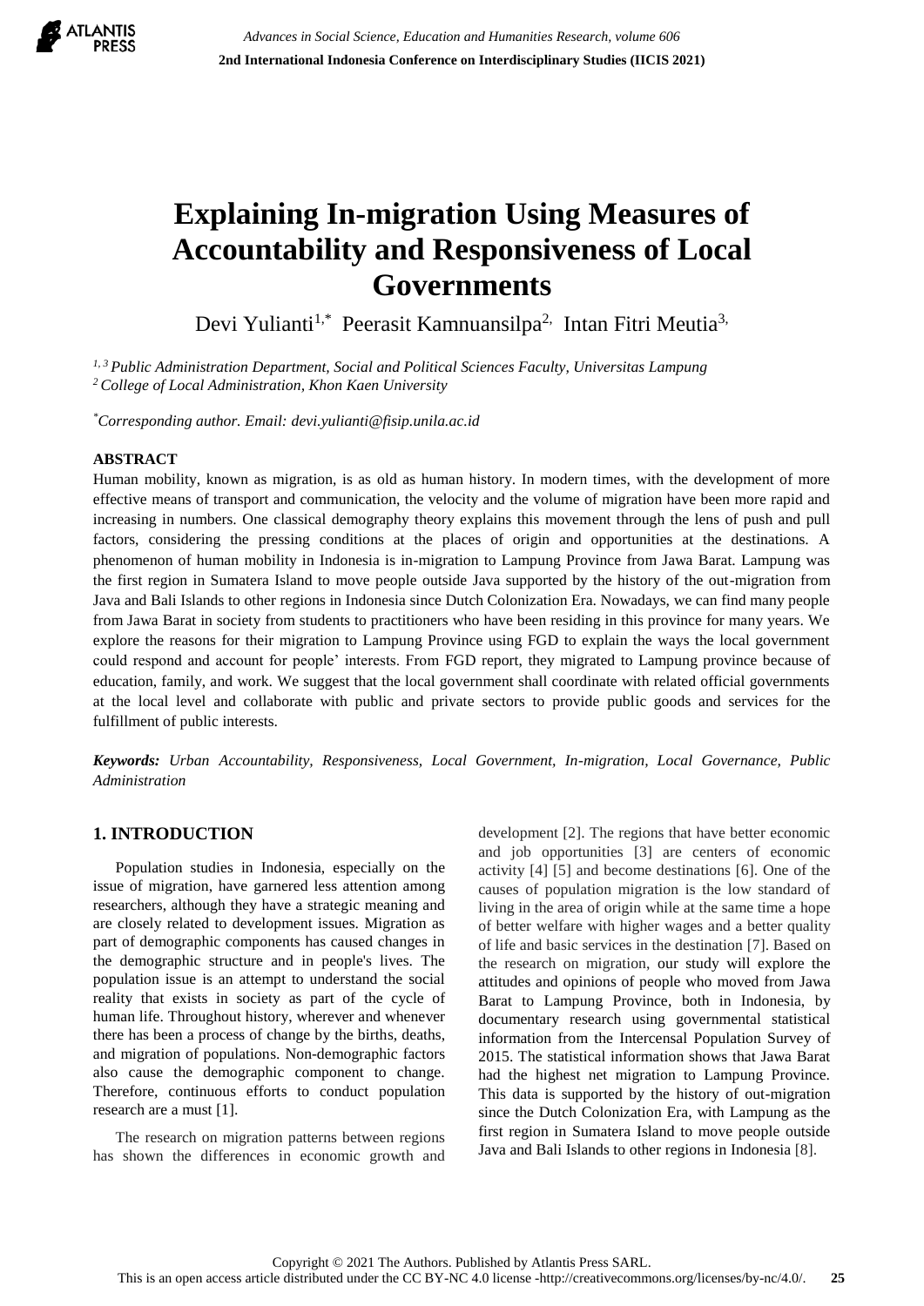# Explaining In-migration Using Measures of Accountability and Responsiveness of Local Governments

Devi Yulianti[1,*] Peerasit Kamnuansilpa[2,] Intan Fitri Meutia[3,]

*[1, 3] Public Administration Department, Social and Political Sciences Faculty, Universitas Lampung*
*[2] College of Local Administration, Khon Kaen University*

*[*] Corresponding author. Email: devi.yulianti@fisip.unila.ac.id*

## ABSTRACT

Human mobility, known as migration, is as old as human history. In modern times, with the development of more effective means of transport and communication, the velocity and the volume of migration have been more rapid and increasing in numbers. One classical demography theory explains this movement through the lens of push and pull factors, considering the pressing conditions at the places of origin and opportunities at the destinations. A phenomenon of human mobility in Indonesia is in-migration to Lampung Province from Jawa Barat. Lampung was the first region in Sumatera Island to move people outside Java supported by the history of the out-migration from Java and Bali Islands to other regions in Indonesia since Dutch Colonization Era. Nowadays, we can find many people from Jawa Barat in society from students to practitioners who have been residing in this province for many years. We explore the reasons for their migration to Lampung Province using FGD to explain the ways the local government could respond and account for people' interests. From FGD report, they migrated to Lampung province because of education, family, and work. We suggest that the local government shall coordinate with related official governments at the local level and collaborate with public and private sectors to provide public goods and services for the fulfillment of public interests.

***Keywords:*** *Urban Accountability, Responsiveness, Local Government, In-migration, Local Governance, Public Administration*

## 1. INTRODUCTION

Population studies in Indonesia, especially on the issue of migration, have garnered less attention among researchers, although they have a strategic meaning and are closely related to development issues. Migration as part of demographic components has caused changes in the demographic structure and in people's lives. The population issue is an attempt to understand the social reality that exists in society as part of the cycle of human life. Throughout history, wherever and whenever there has been a process of change by the births, deaths, and migration of populations. Non-demographic factors also cause the demographic component to change. Therefore, continuous efforts to conduct population research are a must [1].

The research on migration patterns between regions has shown the differences in economic growth and development [2]. The regions that have better economic and job opportunities [3] are centers of economic activity [4] [5] and become destinations [6]. One of the causes of population migration is the low standard of living in the area of origin while at the same time a hope of better welfare with higher wages and a better quality of life and basic services in the destination [7]. Based on the research on migration, our study will explore the attitudes and opinions of people who moved from Jawa Barat to Lampung Province, both in Indonesia, by documentary research using governmental statistical information from the Intercensal Population Survey of 2015. The statistical information shows that Jawa Barat had the highest net migration to Lampung Province. This data is supported by the history of out-migration since the Dutch Colonization Era, with Lampung as the first region in Sumatera Island to move people outside Java and Bali Islands to other regions in Indonesia [8].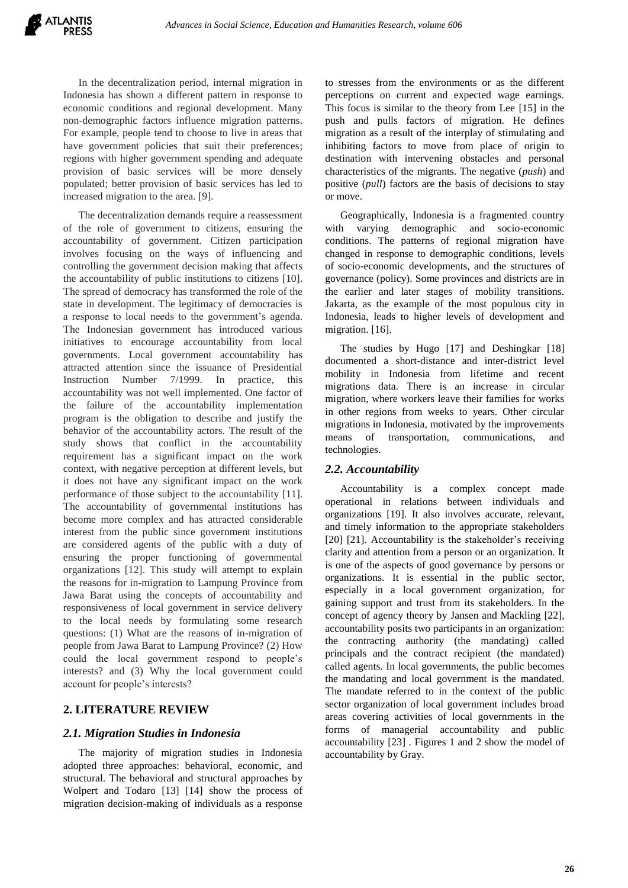In the decentralization period, internal migration in Indonesia has shown a different pattern in response to economic conditions and regional development. Many non-demographic factors influence migration patterns. For example, people tend to choose to live in areas that have government policies that suit their preferences; regions with higher government spending and adequate provision of basic services will be more densely populated; better provision of basic services has led to increased migration to the area. [9].

The decentralization demands require a reassessment of the role of government to citizens, ensuring the accountability of government. Citizen participation involves focusing on the ways of influencing and controlling the government decision making that affects the accountability of public institutions to citizens [10]. The spread of democracy has transformed the role of the state in development. The legitimacy of democracies is a response to local needs to the government's agenda. The Indonesian government has introduced various initiatives to encourage accountability from local governments. Local government accountability has attracted attention since the issuance of Presidential Instruction Number 7/1999. In practice, this accountability was not well implemented. One factor of the failure of the accountability implementation program is the obligation to describe and justify the behavior of the accountability actors. The result of the study shows that conflict in the accountability requirement has a significant impact on the work context, with negative perception at different levels, but it does not have any significant impact on the work performance of those subject to the accountability [11]. The accountability of governmental institutions has become more complex and has attracted considerable interest from the public since government institutions are considered agents of the public with a duty of ensuring the proper functioning of governmental organizations [12]. This study will attempt to explain the reasons for in-migration to Lampung Province from Jawa Barat using the concepts of accountability and responsiveness of local government in service delivery to the local needs by formulating some research questions: (1) What are the reasons of in-migration of people from Jawa Barat to Lampung Province? (2) How could the local government respond to people's interests? and (3) Why the local government could account for people's interests?

## 2. LITERATURE REVIEW

### *2.1. Migration Studies in Indonesia*

The majority of migration studies in Indonesia adopted three approaches: behavioral, economic, and structural. The behavioral and structural approaches by Wolpert and Todaro [13] [14] show the process of migration decision-making of individuals as a response to stresses from the environments or as the different perceptions on current and expected wage earnings. This focus is similar to the theory from Lee [15] in the push and pulls factors of migration. He defines migration as a result of the interplay of stimulating and inhibiting factors to move from place of origin to destination with intervening obstacles and personal characteristics of the migrants. The negative (*push*) and positive (*pull*) factors are the basis of decisions to stay or move.

Geographically, Indonesia is a fragmented country with varying demographic and socio-economic conditions. The patterns of regional migration have changed in response to demographic conditions, levels of socio-economic developments, and the structures of governance (policy). Some provinces and districts are in the earlier and later stages of mobility transitions. Jakarta, as the example of the most populous city in Indonesia, leads to higher levels of development and migration. [16].

The studies by Hugo [17] and Deshingkar [18] documented a short-distance and inter-district level mobility in Indonesia from lifetime and recent migrations data. There is an increase in circular migration, where workers leave their families for works in other regions from weeks to years. Other circular migrations in Indonesia, motivated by the improvements means of transportation, communications, and technologies.

### *2.2. Accountability*

Accountability is a complex concept made operational in relations between individuals and organizations [19]. It also involves accurate, relevant, and timely information to the appropriate stakeholders [20] [21]. Accountability is the stakeholder's receiving clarity and attention from a person or an organization. It is one of the aspects of good governance by persons or organizations. It is essential in the public sector, especially in a local government organization, for gaining support and trust from its stakeholders. In the concept of agency theory by Jansen and Mackling [22], accountability posits two participants in an organization: the contracting authority (the mandating) called principals and the contract recipient (the mandated) called agents. In local governments, the public becomes the mandating and local government is the mandated. The mandate referred to in the context of the public sector organization of local government includes broad areas covering activities of local governments in the forms of managerial accountability and public accountability [23] . Figures 1 and 2 show the model of accountability by Gray.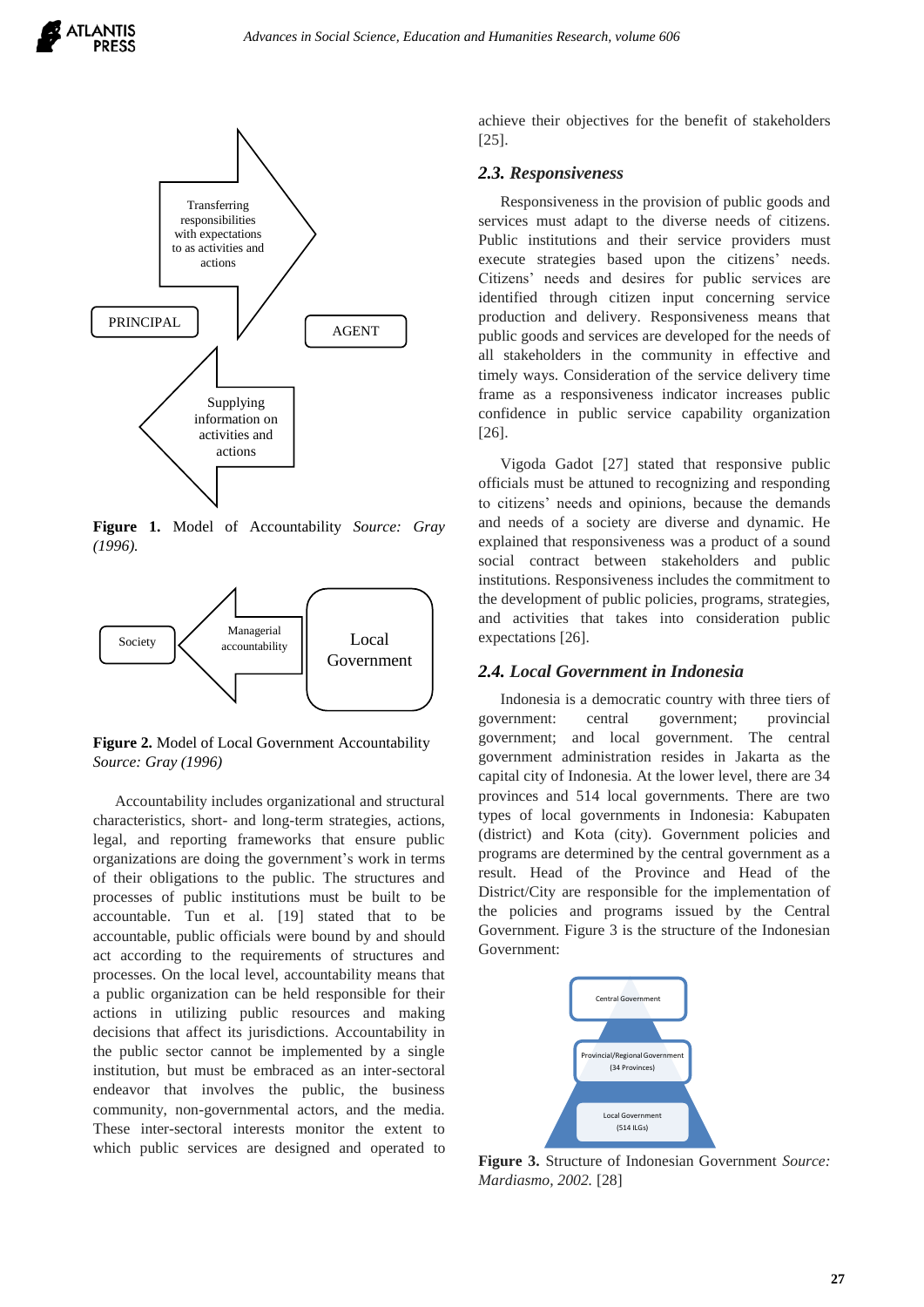Transferring responsibilities with expectations to as activities and actions

PRINCIPAL

AGENT

Supplying information on activities and actions

**Figure 1.** Model of Accountability *Source: Gray (1996).*

Society

Managerial accountability

Local Government

**Figure 2.** Model of Local Government Accountability *Source: Gray (1996)*

Accountability includes organizational and structural characteristics, short- and long-term strategies, actions, legal, and reporting frameworks that ensure public organizations are doing the government's work in terms of their obligations to the public. The structures and processes of public institutions must be built to be accountable. Tun et al. [19] stated that to be accountable, public officials were bound by and should act according to the requirements of structures and processes. On the local level, accountability means that a public organization can be held responsible for their actions in utilizing public resources and making decisions that affect its jurisdictions. Accountability in the public sector cannot be implemented by a single institution, but must be embraced as an inter-sectoral endeavor that involves the public, the business community, non-governmental actors, and the media. These inter-sectoral interests monitor the extent to which public services are designed and operated to achieve their objectives for the benefit of stakeholders [25].

## 2.3. Responsiveness

Responsiveness in the provision of public goods and services must adapt to the diverse needs of citizens. Public institutions and their service providers must execute strategies based upon the citizens' needs. Citizens' needs and desires for public services are identified through citizen input concerning service production and delivery. Responsiveness means that public goods and services are developed for the needs of all stakeholders in the community in effective and timely ways. Consideration of the service delivery time frame as a responsiveness indicator increases public confidence in public service capability organization [26].

Vigoda Gadot [27] stated that responsive public officials must be attuned to recognizing and responding to citizens' needs and opinions, because the demands and needs of a society are diverse and dynamic. He explained that responsiveness was a product of a sound social contract between stakeholders and public institutions. Responsiveness includes the commitment to the development of public policies, programs, strategies, and activities that takes into consideration public expectations [26].

## 2.4. Local Government in Indonesia

Indonesia is a democratic country with three tiers of government: central government; provincial government; and local government. The central government administration resides in Jakarta as the capital city of Indonesia. At the lower level, there are 34 provinces and 514 local governments. There are two types of local governments in Indonesia: Kabupaten (district) and Kota (city). Government policies and programs are determined by the central government as a result. Head of the Province and Head of the District/City are responsible for the implementation of the policies and programs issued by the Central Government. Figure 3 is the structure of the Indonesian Government:

Central Government

Provincial/Regional Government (34 Provinces)

Local Government (514 LGs)

**Figure 3.** Structure of Indonesian Government *Source: Mardiasmo, 2002.* [28]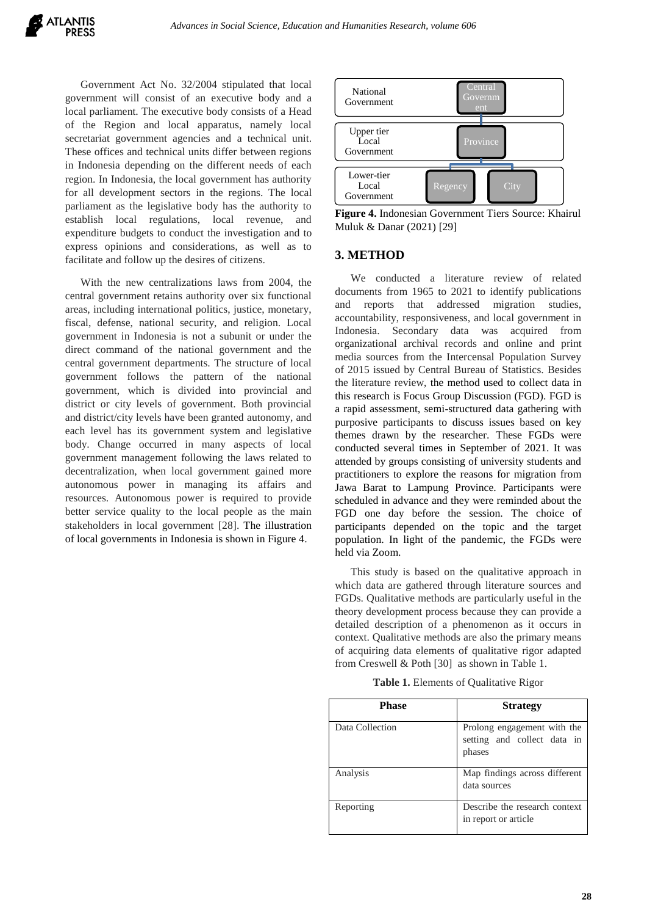Government Act No. 32/2004 stipulated that local government will consist of an executive body and a local parliament. The executive body consists of a Head of the Region and local apparatus, namely local secretariat government agencies and a technical unit. These offices and technical units differ between regions in Indonesia depending on the different needs of each region. In Indonesia, the local government has authority for all development sectors in the regions. The local parliament as the legislative body has the authority to establish local regulations, local revenue, and expenditure budgets to conduct the investigation and to express opinions and considerations, as well as to facilitate and follow up the desires of citizens.

With the new centralizations laws from 2004, the central government retains authority over six functional areas, including international politics, justice, monetary, fiscal, defense, national security, and religion. Local government in Indonesia is not a subunit or under the direct command of the national government and the central government departments. The structure of local government follows the pattern of the national government, which is divided into provincial and district or city levels of government. Both provincial and district/city levels have been granted autonomy, and each level has its government system and legislative body. Change occurred in many aspects of local government management following the laws related to decentralization, when local government gained more autonomous power in managing its affairs and resources. Autonomous power is required to provide better service quality to the local people as the main stakeholders in local government [28]. The illustration of local governments in Indonesia is shown in Figure 4.

National Government — Central Government

Upper tier Local Government — Province

Lower-tier Local Government — Regency, City

**Figure 4.** Indonesian Government Tiers Source: Khairul Muluk & Danar (2021) [29]

## 3. METHOD

We conducted a literature review of related documents from 1965 to 2021 to identify publications and reports that addressed migration studies, accountability, responsiveness, and local government in Indonesia. Secondary data was acquired from organizational archival records and online and print media sources from the Intercensal Population Survey of 2015 issued by Central Bureau of Statistics. Besides the literature review, the method used to collect data in this research is Focus Group Discussion (FGD). FGD is a rapid assessment, semi-structured data gathering with purposive participants to discuss issues based on key themes drawn by the researcher. These FGDs were conducted several times in September of 2021. It was attended by groups consisting of university students and practitioners to explore the reasons for migration from Jawa Barat to Lampung Province. Participants were scheduled in advance and they were reminded about the FGD one day before the session. The choice of participants depended on the topic and the target population. In light of the pandemic, the FGDs were held via Zoom.

This study is based on the qualitative approach in which data are gathered through literature sources and FGDs. Qualitative methods are particularly useful in the theory development process because they can provide a detailed description of a phenomenon as it occurs in context. Qualitative methods are also the primary means of acquiring data elements of qualitative rigor adapted from Creswell & Poth [30] as shown in Table 1.

**Table 1.** Elements of Qualitative Rigor

| Phase | Strategy |
|---|---|
| Data Collection | Prolong engagement with the setting and collect data in phases |
| Analysis | Map findings across different data sources |
| Reporting | Describe the research context in report or article |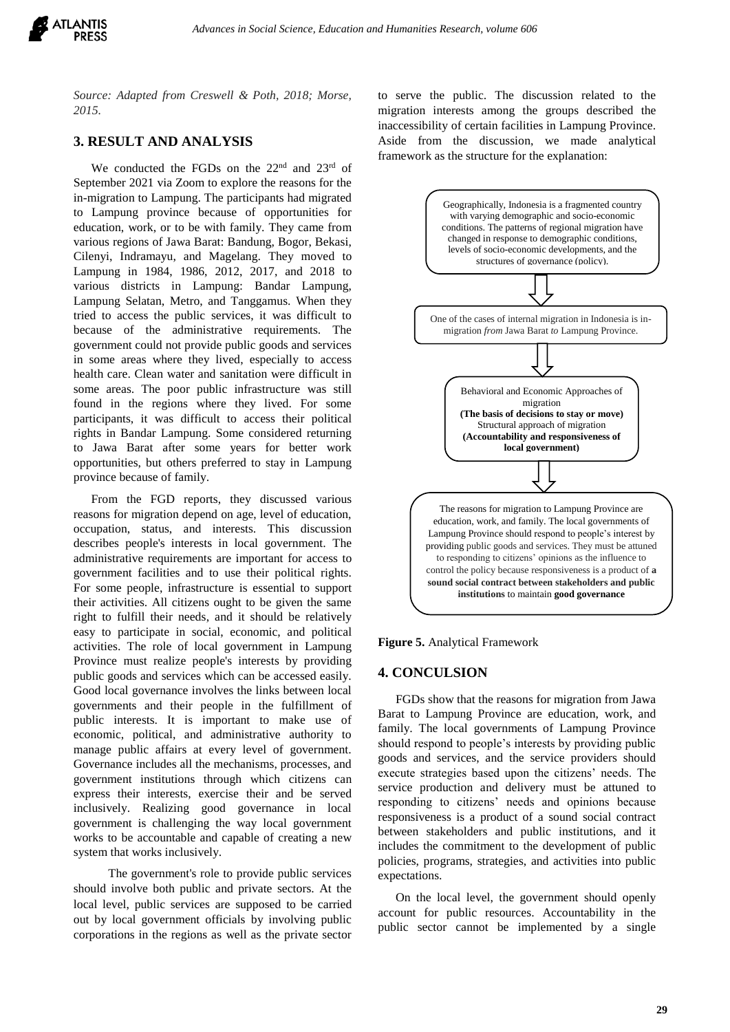*Source: Adapted from Creswell & Poth, 2018; Morse, 2015.*

## 3. RESULT AND ANALYSIS

We conducted the FGDs on the 22nd and 23rd of September 2021 via Zoom to explore the reasons for the in-migration to Lampung. The participants had migrated to Lampung province because of opportunities for education, work, or to be with family. They came from various regions of Jawa Barat: Bandung, Bogor, Bekasi, Cilenyi, Indramayu, and Magelang. They moved to Lampung in 1984, 1986, 2012, 2017, and 2018 to various districts in Lampung: Bandar Lampung, Lampung Selatan, Metro, and Tanggamus. When they tried to access the public services, it was difficult to because of the administrative requirements. The government could not provide public goods and services in some areas where they lived, especially to access health care. Clean water and sanitation were difficult in some areas. The poor public infrastructure was still found in the regions where they lived. For some participants, it was difficult to access their political rights in Bandar Lampung. Some considered returning to Jawa Barat after some years for better work opportunities, but others preferred to stay in Lampung province because of family.

From the FGD reports, they discussed various reasons for migration depend on age, level of education, occupation, status, and interests. This discussion describes people's interests in local government. The administrative requirements are important for access to government facilities and to use their political rights. For some people, infrastructure is essential to support their activities. All citizens ought to be given the same right to fulfill their needs, and it should be relatively easy to participate in social, economic, and political activities. The role of local government in Lampung Province must realize people's interests by providing public goods and services which can be accessed easily. Good local governance involves the links between local governments and their people in the fulfillment of public interests. It is important to make use of economic, political, and administrative authority to manage public affairs at every level of government. Governance includes all the mechanisms, processes, and government institutions through which citizens can express their interests, exercise their and be served inclusively. Realizing good governance in local government is challenging the way local government works to be accountable and capable of creating a new system that works inclusively.

The government's role to provide public services should involve both public and private sectors. At the local level, public services are supposed to be carried out by local government officials by involving public corporations in the regions as well as the private sector to serve the public. The discussion related to the migration interests among the groups described the inaccessibility of certain facilities in Lampung Province. Aside from the discussion, we made analytical framework as the structure for the explanation:

Geographically, Indonesia is a fragmented country with varying demographic and socio-economic conditions. The patterns of regional migration have changed in response to demographic conditions, levels of socio-economic developments, and the structures of governance (policy).

⇩

One of the cases of internal migration in Indonesia is in-migration *from* Jawa Barat *to* Lampung Province.

⇩

Behavioral and Economic Approaches of migration
**(The basis of decisions to stay or move)**
Structural approach of migration
**(Accountability and responsiveness of local government)**

⇩

The reasons for migration to Lampung Province are education, work, and family. The local governments of Lampung Province should respond to people's interest by providing public goods and services. They must be attuned to responding to citizens' opinions as the influence to control the policy because responsiveness is a product of **a sound social contract between stakeholders and public institutions** to maintain **good governance**

**Figure 5.** Analytical Framework

## 4. CONCULSION

FGDs show that the reasons for migration from Jawa Barat to Lampung Province are education, work, and family. The local governments of Lampung Province should respond to people's interests by providing public goods and services, and the service providers should execute strategies based upon the citizens' needs. The service production and delivery must be attuned to responding to citizens' needs and opinions because responsiveness is a product of a sound social contract between stakeholders and public institutions, and it includes the commitment to the development of public policies, programs, strategies, and activities into public expectations.

On the local level, the government should openly account for public resources. Accountability in the public sector cannot be implemented by a single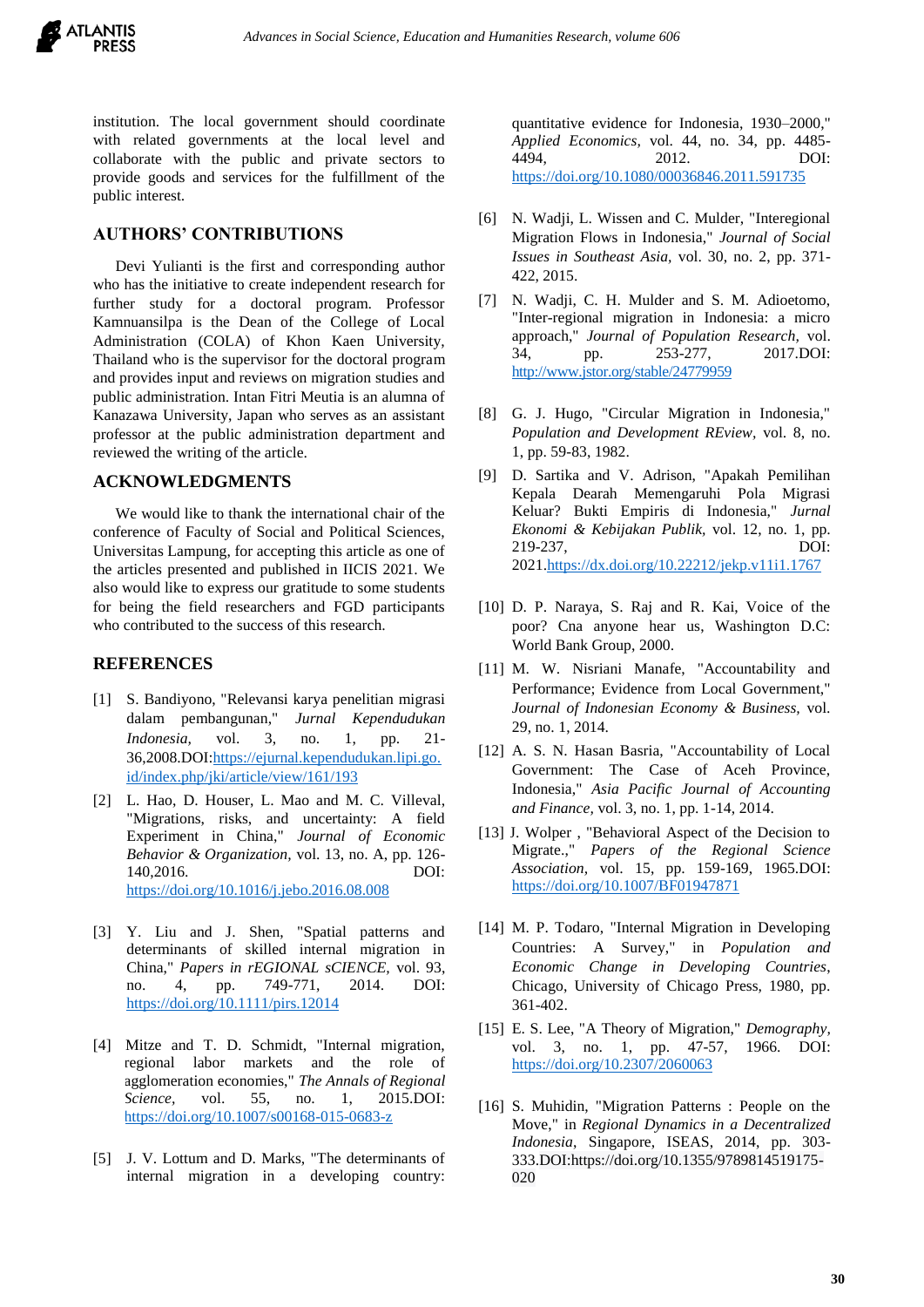institution. The local government should coordinate with related governments at the local level and collaborate with the public and private sectors to provide goods and services for the fulfillment of the public interest.

## AUTHORS' CONTRIBUTIONS

Devi Yulianti is the first and corresponding author who has the initiative to create independent research for further study for a doctoral program. Professor Kamnuansilpa is the Dean of the College of Local Administration (COLA) of Khon Kaen University, Thailand who is the supervisor for the doctoral program and provides input and reviews on migration studies and public administration. Intan Fitri Meutia is an alumna of Kanazawa University, Japan who serves as an assistant professor at the public administration department and reviewed the writing of the article.

## ACKNOWLEDGMENTS

We would like to thank the international chair of the conference of Faculty of Social and Political Sciences, Universitas Lampung, for accepting this article as one of the articles presented and published in IICIS 2021. We also would like to express our gratitude to some students for being the field researchers and FGD participants who contributed to the success of this research.

## REFERENCES

[1] S. Bandiyono, "Relevansi karya penelitian migrasi dalam pembangunan," *Jurnal Kependudukan Indonesia,* vol. 3, no. 1, pp. 21-36,2008.DOI:https://ejurnal.kependudukan.lipi.go.id/index.php/jki/article/view/161/193

[2] L. Hao, D. Houser, L. Mao and M. C. Villeval, "Migrations, risks, and uncertainty: A field Experiment in China," *Journal of Economic Behavior & Organization,* vol. 13, no. A, pp. 126-140,2016. DOI: https://doi.org/10.1016/j.jebo.2016.08.008

[3] Y. Liu and J. Shen, "Spatial patterns and determinants of skilled internal migration in China," *Papers in rEGIONAL sCIENCE,* vol. 93, no. 4, pp. 749-771, 2014. DOI: https://doi.org/10.1111/pirs.12014

[4] Mitze and T. D. Schmidt, "Internal migration, regional labor markets and the role of agglomeration economies," *The Annals of Regional Science,* vol. 55, no. 1, 2015.DOI: https://doi.org/10.1007/s00168-015-0683-z

[5] J. V. Lottum and D. Marks, "The determinants of internal migration in a developing country: quantitative evidence for Indonesia, 1930–2000," *Applied Economics,* vol. 44, no. 34, pp. 4485-4494, 2012. DOI: https://doi.org/10.1080/00036846.2011.591735

[6] N. Wadji, L. Wissen and C. Mulder, "Interegional Migration Flows in Indonesia," *Journal of Social Issues in Southeast Asia,* vol. 30, no. 2, pp. 371-422, 2015.

[7] N. Wadji, C. H. Mulder and S. M. Adioetomo, "Inter-regional migration in Indonesia: a micro approach," *Journal of Population Research,* vol. 34, pp. 253-277, 2017.DOI: http://www.jstor.org/stable/24779959

[8] G. J. Hugo, "Circular Migration in Indonesia," *Population and Development REview,* vol. 8, no. 1, pp. 59-83, 1982.

[9] D. Sartika and V. Adrison, "Apakah Pemilihan Kepala Daerah Memengaruhi Pola Migrasi Keluar? Bukti Empiris di Indonesia," *Jurnal Ekonomi & Kebijakan Publik,* vol. 12, no. 1, pp. 219-237, DOI: 2021.https://dx.doi.org/10.22212/jekp.v11i1.1767

[10] D. P. Naraya, S. Raj and R. Kai, Voice of the poor? Cna anyone hear us, Washington D.C: World Bank Group, 2000.

[11] M. W. Nisriani Manafe, "Accountability and Performance; Evidence from Local Government," *Journal of Indonesian Economy & Business,* vol. 29, no. 1, 2014.

[12] A. S. N. Hasan Basria, "Accountability of Local Government: The Case of Aceh Province, Indonesia," *Asia Pacific Journal of Accounting and Finance,* vol. 3, no. 1, pp. 1-14, 2014.

[13] J. Wolper , "Behavioral Aspect of the Decision to Migrate.," *Papers of the Regional Science Association,* vol. 15, pp. 159-169, 1965.DOI: https://doi.org/10.1007/BF01947871

[14] M. P. Todaro, "Internal Migration in Developing Countries: A Survey," in *Population and Economic Change in Developing Countries,* Chicago, University of Chicago Press, 1980, pp. 361-402.

[15] E. S. Lee, "A Theory of Migration," *Demography,* vol. 3, no. 1, pp. 47-57, 1966. DOI: https://doi.org/10.2307/2060063

[16] S. Muhidin, "Migration Patterns : People on the Move," in *Regional Dynamics in a Decentralized Indonesia*, Singapore, ISEAS, 2014, pp. 303-333.DOI:https://doi.org/10.1355/9789814519175-020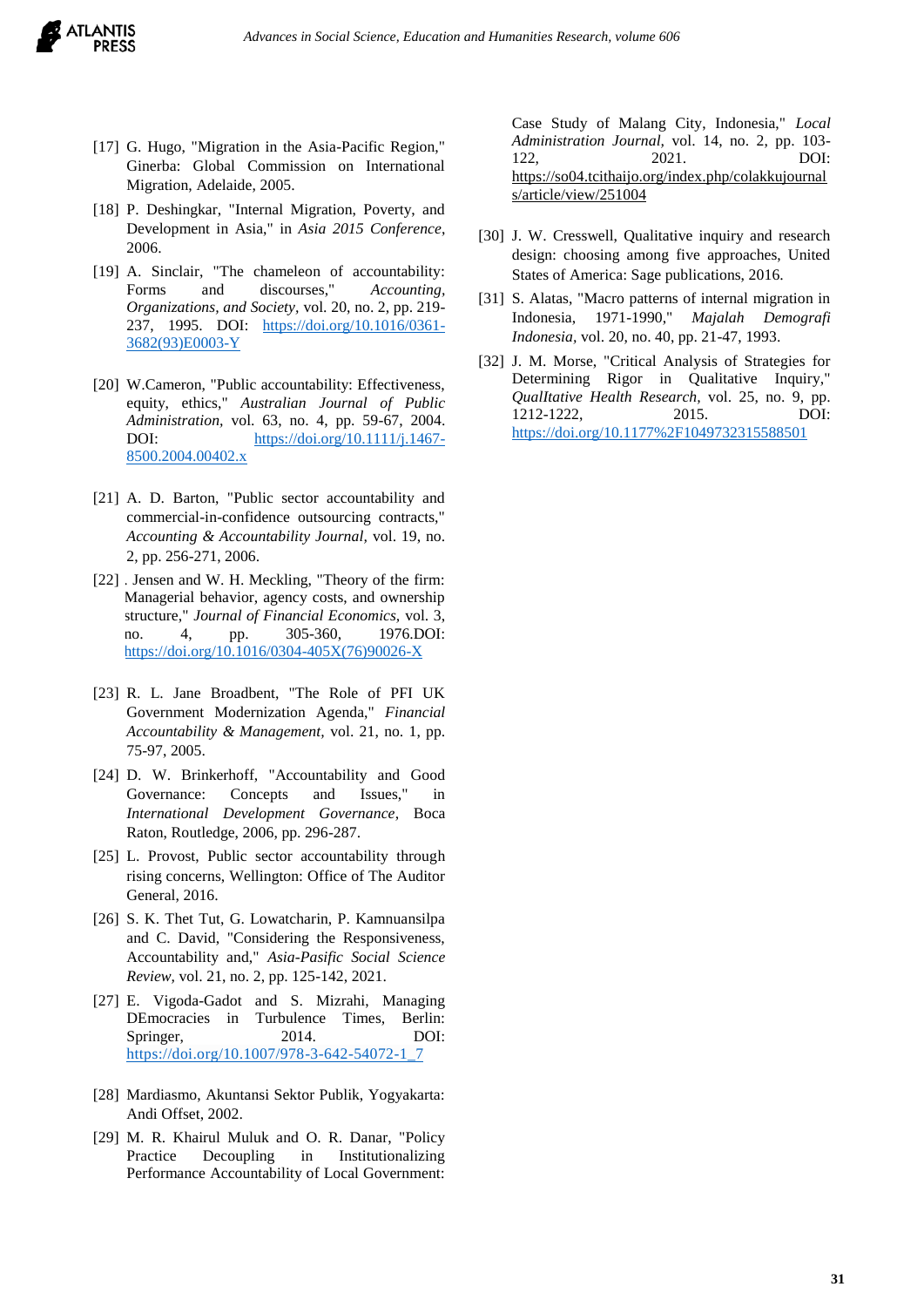[17] G. Hugo, "Migration in the Asia-Pacific Region," Ginerba: Global Commission on International Migration, Adelaide, 2005.

[18] P. Deshingkar, "Internal Migration, Poverty, and Development in Asia," in *Asia 2015 Conference*, 2006.

[19] A. Sinclair, "The chameleon of accountability: Forms and discourses," *Accounting, Organizations, and Society*, vol. 20, no. 2, pp. 219-237, 1995. DOI: https://doi.org/10.1016/0361-3682(93)E0003-Y

[20] W.Cameron, "Public accountability: Effectiveness, equity, ethics," *Australian Journal of Public Administration*, vol. 63, no. 4, pp. 59-67, 2004. DOI: https://doi.org/10.1111/j.1467-8500.2004.00402.x

[21] A. D. Barton, "Public sector accountability and commercial-in-confidence outsourcing contracts," *Accounting & Accountability Journal*, vol. 19, no. 2, pp. 256-271, 2006.

[22] . Jensen and W. H. Meckling, "Theory of the firm: Managerial behavior, agency costs, and ownership structure," *Journal of Financial Economics*, vol. 3, no. 4, pp. 305-360, 1976.DOI: https://doi.org/10.1016/0304-405X(76)90026-X

[23] R. L. Jane Broadbent, "The Role of PFI UK Government Modernization Agenda," *Financial Accountability & Management*, vol. 21, no. 1, pp. 75-97, 2005.

[24] D. W. Brinkerhoff, "Accountability and Good Governance: Concepts and Issues," in *International Development Governance*, Boca Raton, Routledge, 2006, pp. 296-287.

[25] L. Provost, Public sector accountability through rising concerns, Wellington: Office of The Auditor General, 2016.

[26] S. K. Thet Tut, G. Lowatcharin, P. Kamnuansilpa and C. David, "Considering the Responsiveness, Accountability and," *Asia-Pasific Social Science Review*, vol. 21, no. 2, pp. 125-142, 2021.

[27] E. Vigoda-Gadot and S. Mizrahi, Managing DEmocracies in Turbulence Times, Berlin: Springer, 2014. DOI: https://doi.org/10.1007/978-3-642-54072-1_7

[28] Mardiasmo, Akuntansi Sektor Publik, Yogyakarta: Andi Offset, 2002.

[29] M. R. Khairul Muluk and O. R. Danar, "Policy Practice Decoupling in Institutionalizing Performance Accountability of Local Government: Case Study of Malang City, Indonesia," *Local Administration Journal*, vol. 14, no. 2, pp. 103-122, 2021. DOI: https://so04.tcithaijo.org/index.php/colakkujournals/article/view/251004

[30] J. W. Cresswell, Qualitative inquiry and research design: choosing among five approaches, United States of America: Sage publications, 2016.

[31] S. Alatas, "Macro patterns of internal migration in Indonesia, 1971-1990," *Majalah Demografi Indonesia*, vol. 20, no. 40, pp. 21-47, 1993.

[32] J. M. Morse, "Critical Analysis of Strategies for Determining Rigor in Qualitative Inquiry," *QualItative Health Research*, vol. 25, no. 9, pp. 1212-1222, 2015. DOI: https://doi.org/10.1177%2F1049732315588501